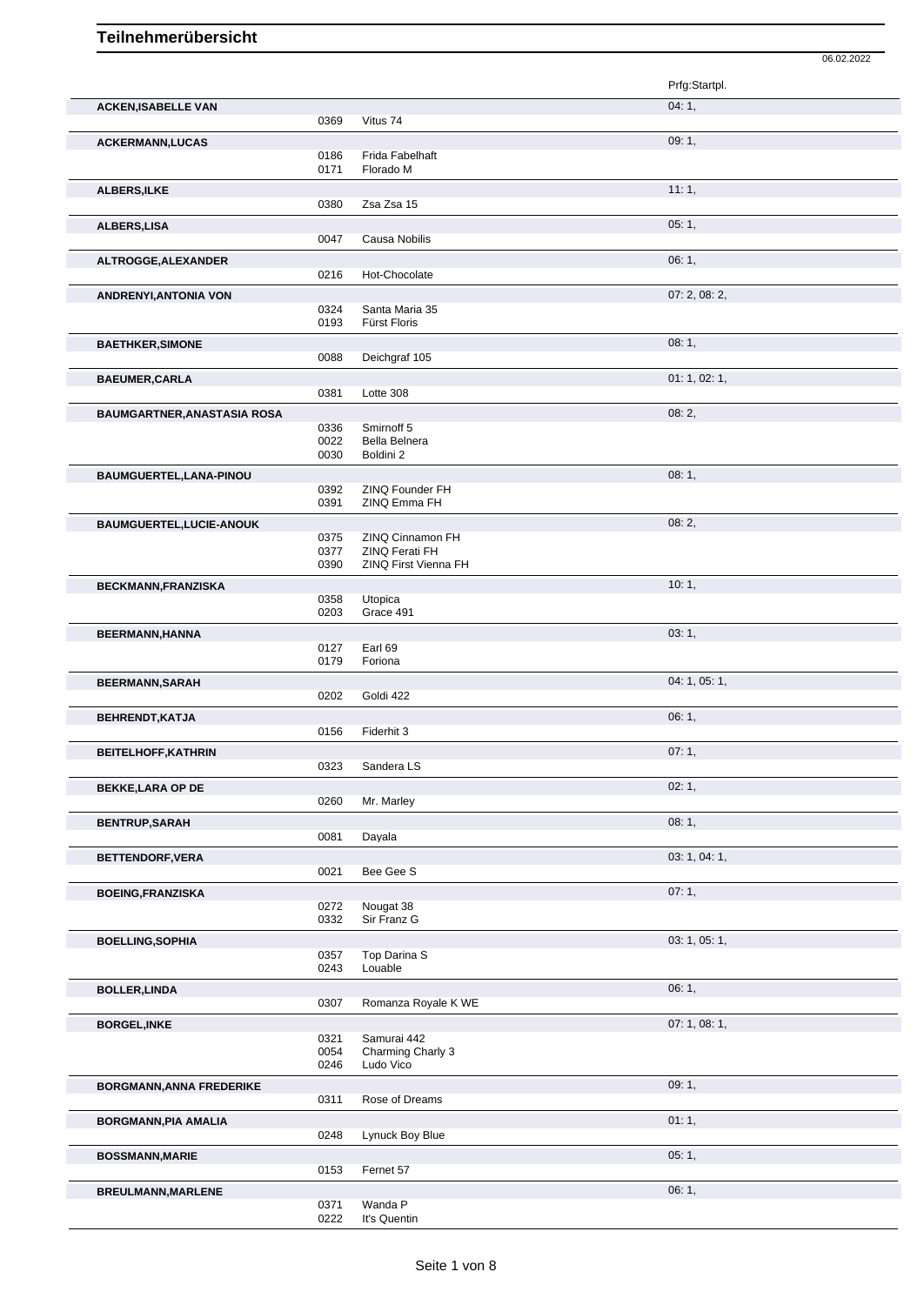# Teilnehmerübersicht

06.02.2022

| Teilnehmer | Nr. | Pferd | Prfg:Startpl. |
|---|---|---|---|
| **ACKEN,ISABELLE VAN** | | | 04: 1, |
| | 0369 | Vitus 74 | |
| **ACKERMANN,LUCAS** | | | 09: 1, |
| | 0186 | Frida Fabelhaft | |
| | 0171 | Florado M | |
| **ALBERS,ILKE** | | | 11: 1, |
| | 0380 | Zsa Zsa 15 | |
| **ALBERS,LISA** | | | 05: 1, |
| | 0047 | Causa Nobilis | |
| **ALTROGGE,ALEXANDER** | | | 06: 1, |
| | 0216 | Hot-Chocolate | |
| **ANDRENYI,ANTONIA VON** | | | 07: 2, 08: 2, |
| | 0324 | Santa Maria 35 | |
| | 0193 | Fürst Floris | |
| **BAETHKER,SIMONE** | | | 08: 1, |
| | 0088 | Deichgraf 105 | |
| **BAEUMER,CARLA** | | | 01: 1, 02: 1, |
| | 0381 | Lotte 308 | |
| **BAUMGARTNER,ANASTASIA ROSA** | | | 08: 2, |
| | 0336 | Smirnoff 5 | |
| | 0022 | Bella Belnera | |
| | 0030 | Boldini 2 | |
| **BAUMGUERTEL,LANA-PINOU** | | | 08: 1, |
| | 0392 | ZINQ Founder FH | |
| | 0391 | ZINQ Emma FH | |
| **BAUMGUERTEL,LUCIE-ANOUK** | | | 08: 2, |
| | 0375 | ZINQ Cinnamon FH | |
| | 0377 | ZINQ Ferati FH | |
| | 0390 | ZINQ First Vienna FH | |
| **BECKMANN,FRANZISKA** | | | 10: 1, |
| | 0358 | Utopica | |
| | 0203 | Grace 491 | |
| **BEERMANN,HANNA** | | | 03: 1, |
| | 0127 | Earl 69 | |
| | 0179 | Foriona | |
| **BEERMANN,SARAH** | | | 04: 1, 05: 1, |
| | 0202 | Goldi 422 | |
| **BEHRENDT,KATJA** | | | 06: 1, |
| | 0156 | Fiderhit 3 | |
| **BEITELHOFF,KATHRIN** | | | 07: 1, |
| | 0323 | Sandera LS | |
| **BEKKE,LARA OP DE** | | | 02: 1, |
| | 0260 | Mr. Marley | |
| **BENTRUP,SARAH** | | | 08: 1, |
| | 0081 | Dayala | |
| **BETTENDORF,VERA** | | | 03: 1, 04: 1, |
| | 0021 | Bee Gee S | |
| **BOEING,FRANZISKA** | | | 07: 1, |
| | 0272 | Nougat 38 | |
| | 0332 | Sir Franz G | |
| **BOELLING,SOPHIA** | | | 03: 1, 05: 1, |
| | 0357 | Top Darina S | |
| | 0243 | Louable | |
| **BOLLER,LINDA** | | | 06: 1, |
| | 0307 | Romanza Royale K WE | |
| **BORGEL,INKE** | | | 07: 1, 08: 1, |
| | 0321 | Samurai 442 | |
| | 0054 | Charming Charly 3 | |
| | 0246 | Ludo Vico | |
| **BORGMANN,ANNA FREDERIKE** | | | 09: 1, |
| | 0311 | Rose of Dreams | |
| **BORGMANN,PIA AMALIA** | | | 01: 1, |
| | 0248 | Lynuck Boy Blue | |
| **BOSSMANN,MARIE** | | | 05: 1, |
| | 0153 | Fernet 57 | |
| **BREULMANN,MARLENE** | | | 06: 1, |
| | 0371 | Wanda P | |
| | 0222 | It's Quentin | |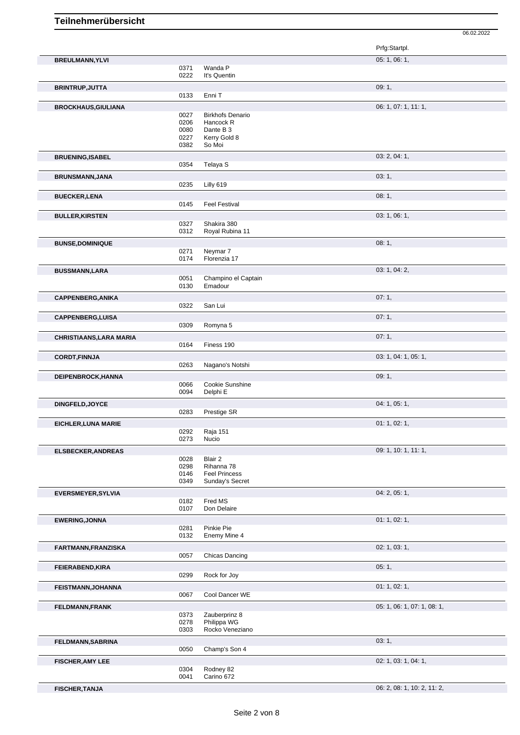# Teilnehmerübersicht

06.02.2022

| Name | Nr. | Pferd | Prfg:Startpl. |
|---|---|---|---|
| **BREULMANN,YLVI** | | | 05: 1, 06: 1, |
| | 0371 | Wanda P | |
| | 0222 | It's Quentin | |
| **BRINTRUP,JUTTA** | | | 09: 1, |
| | 0133 | Enni T | |
| **BROCKHAUS,GIULIANA** | | | 06: 1, 07: 1, 11: 1, |
| | 0027 | Birkhofs Denario | |
| | 0206 | Hancock R | |
| | 0080 | Dante B 3 | |
| | 0227 | Kerry Gold 8 | |
| | 0382 | So Moi | |
| **BRUENING,ISABEL** | | | 03: 2, 04: 1, |
| | 0354 | Telaya S | |
| **BRUNSMANN,JANA** | | | 03: 1, |
| | 0235 | Lilly 619 | |
| **BUECKER,LENA** | | | 08: 1, |
| | 0145 | Feel Festival | |
| **BULLER,KIRSTEN** | | | 03: 1, 06: 1, |
| | 0327 | Shakira 380 | |
| | 0312 | Royal Rubina 11 | |
| **BUNSE,DOMINIQUE** | | | 08: 1, |
| | 0271 | Neymar 7 | |
| | 0174 | Florenzia 17 | |
| **BUSSMANN,LARA** | | | 03: 1, 04: 2, |
| | 0051 | Champino el Captain | |
| | 0130 | Emadour | |
| **CAPPENBERG,ANIKA** | | | 07: 1, |
| | 0322 | San Lui | |
| **CAPPENBERG,LUISA** | | | 07: 1, |
| | 0309 | Romyna 5 | |
| **CHRISTIAANS,LARA MARIA** | | | 07: 1, |
| | 0164 | Finess 190 | |
| **CORDT,FINNJA** | | | 03: 1, 04: 1, 05: 1, |
| | 0263 | Nagano's Notshi | |
| **DEIPENBROCK,HANNA** | | | 09: 1, |
| | 0066 | Cookie Sunshine | |
| | 0094 | Delphi E | |
| **DINGFELD,JOYCE** | | | 04: 1, 05: 1, |
| | 0283 | Prestige SR | |
| **EICHLER,LUNA MARIE** | | | 01: 1, 02: 1, |
| | 0292 | Raja 151 | |
| | 0273 | Nucio | |
| **ELSBECKER,ANDREAS** | | | 09: 1, 10: 1, 11: 1, |
| | 0028 | Blair 2 | |
| | 0298 | Rihanna 78 | |
| | 0146 | Feel Princess | |
| | 0349 | Sunday's Secret | |
| **EVERSMEYER,SYLVIA** | | | 04: 2, 05: 1, |
| | 0182 | Fred MS | |
| | 0107 | Don Delaire | |
| **EWERING,JONNA** | | | 01: 1, 02: 1, |
| | 0281 | Pinkie Pie | |
| | 0132 | Enemy Mine 4 | |
| **FARTMANN,FRANZISKA** | | | 02: 1, 03: 1, |
| | 0057 | Chicas Dancing | |
| **FEIERABEND,KIRA** | | | 05: 1, |
| | 0299 | Rock for Joy | |
| **FEISTMANN,JOHANNA** | | | 01: 1, 02: 1, |
| | 0067 | Cool Dancer WE | |
| **FELDMANN,FRANK** | | | 05: 1, 06: 1, 07: 1, 08: 1, |
| | 0373 | Zauberprinz 8 | |
| | 0278 | Philippa WG | |
| | 0303 | Rocko Veneziano | |
| **FELDMANN,SABRINA** | | | 03: 1, |
| | 0050 | Champ's Son 4 | |
| **FISCHER,AMY LEE** | | | 02: 1, 03: 1, 04: 1, |
| | 0304 | Rodney 82 | |
| | 0041 | Carino 672 | |
| **FISCHER,TANJA** | | | 06: 2, 08: 1, 10: 2, 11: 2, |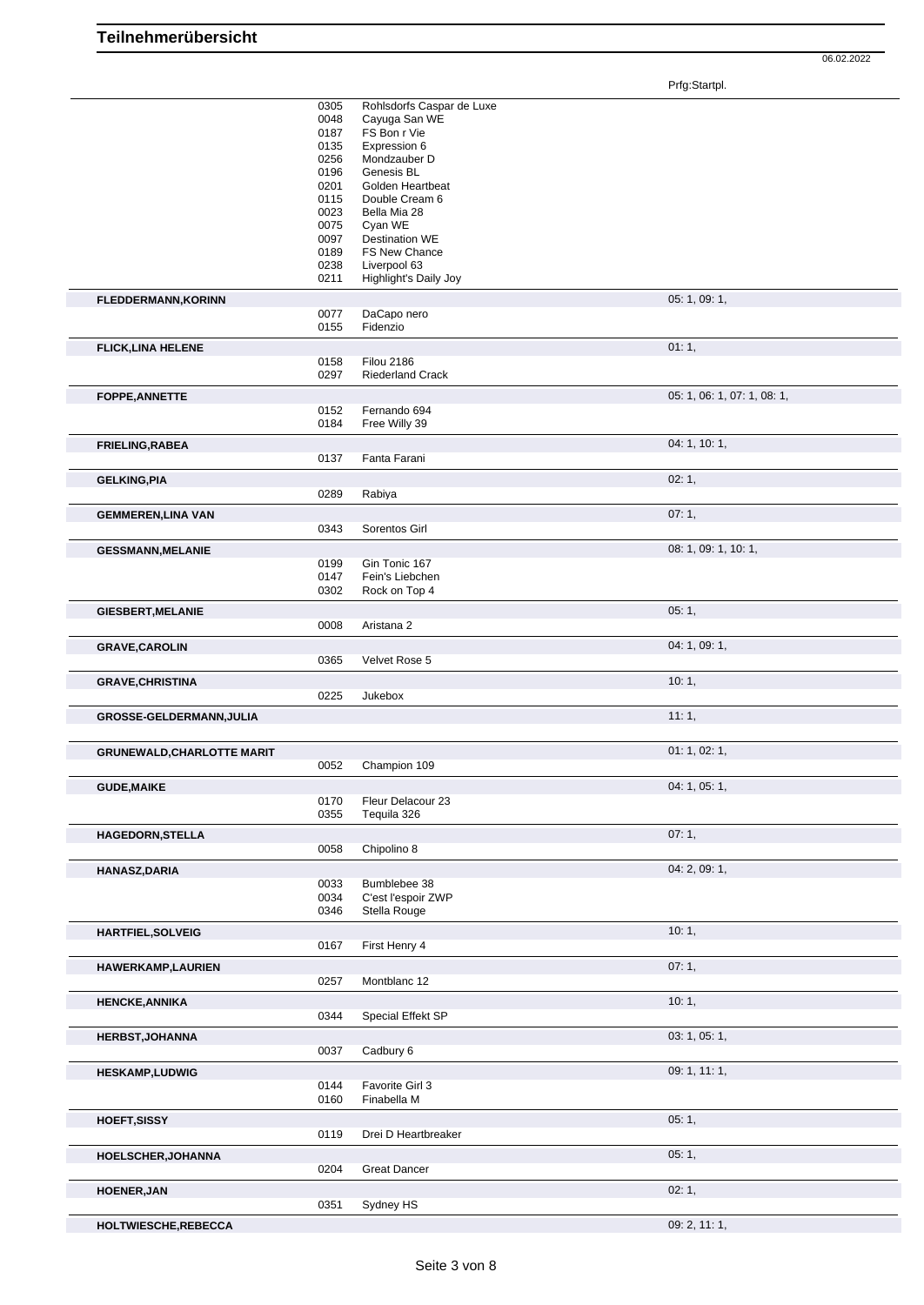## Teilnehmerübersicht

06.02.2022

| Teilnehmer | Nr. | Pferd | Prfg:Startpl. |
|---|---|---|---|
| | 0305 | Rohlsdorfs Caspar de Luxe | |
| | 0048 | Cayuga San WE | |
| | 0187 | FS Bon r Vie | |
| | 0135 | Expression 6 | |
| | 0256 | Mondzauber D | |
| | 0196 | Genesis BL | |
| | 0201 | Golden Heartbeat | |
| | 0115 | Double Cream 6 | |
| | 0023 | Bella Mia 28 | |
| | 0075 | Cyan WE | |
| | 0097 | Destination WE | |
| | 0189 | FS New Chance | |
| | 0238 | Liverpool 63 | |
| | 0211 | Highlight's Daily Joy | |
| **FLEDDERMANN,KORINN** | | | 05: 1, 09: 1, |
| | 0077 | DaCapo nero | |
| | 0155 | Fidenzio | |
| **FLICK,LINA HELENE** | | | 01: 1, |
| | 0158 | Filou 2186 | |
| | 0297 | Riederland Crack | |
| **FOPPE,ANNETTE** | | | 05: 1, 06: 1, 07: 1, 08: 1, |
| | 0152 | Fernando 694 | |
| | 0184 | Free Willy 39 | |
| **FRIELING,RABEA** | | | 04: 1, 10: 1, |
| | 0137 | Fanta Farani | |
| **GELKING,PIA** | | | 02: 1, |
| | 0289 | Rabiya | |
| **GEMMEREN,LINA VAN** | | | 07: 1, |
| | 0343 | Sorentos Girl | |
| **GESSMANN,MELANIE** | | | 08: 1, 09: 1, 10: 1, |
| | 0199 | Gin Tonic 167 | |
| | 0147 | Fein's Liebchen | |
| | 0302 | Rock on Top 4 | |
| **GIESBERT,MELANIE** | | | 05: 1, |
| | 0008 | Aristana 2 | |
| **GRAVE,CAROLIN** | | | 04: 1, 09: 1, |
| | 0365 | Velvet Rose 5 | |
| **GRAVE,CHRISTINA** | | | 10: 1, |
| | 0225 | Jukebox | |
| **GROSSE-GELDERMANN,JULIA** | | | 11: 1, |
| **GRUNEWALD,CHARLOTTE MARIT** | | | 01: 1, 02: 1, |
| | 0052 | Champion 109 | |
| **GUDE,MAIKE** | | | 04: 1, 05: 1, |
| | 0170 | Fleur Delacour 23 | |
| | 0355 | Tequila 326 | |
| **HAGEDORN,STELLA** | | | 07: 1, |
| | 0058 | Chipolino 8 | |
| **HANASZ,DARIA** | | | 04: 2, 09: 1, |
| | 0033 | Bumblebee 38 | |
| | 0034 | C'est l'espoir ZWP | |
| | 0346 | Stella Rouge | |
| **HARTFIEL,SOLVEIG** | | | 10: 1, |
| | 0167 | First Henry 4 | |
| **HAWERKAMP,LAURIEN** | | | 07: 1, |
| | 0257 | Montblanc 12 | |
| **HENCKE,ANNIKA** | | | 10: 1, |
| | 0344 | Special Effekt SP | |
| **HERBST,JOHANNA** | | | 03: 1, 05: 1, |
| | 0037 | Cadbury 6 | |
| **HESKAMP,LUDWIG** | | | 09: 1, 11: 1, |
| | 0144 | Favorite Girl 3 | |
| | 0160 | Finabella M | |
| **HOEFT,SISSY** | | | 05: 1, |
| | 0119 | Drei D Heartbreaker | |
| **HOELSCHER,JOHANNA** | | | 05: 1, |
| | 0204 | Great Dancer | |
| **HOENER,JAN** | | | 02: 1, |
| | 0351 | Sydney HS | |
| **HOLTWIESCHE,REBECCA** | | | 09: 2, 11: 1, |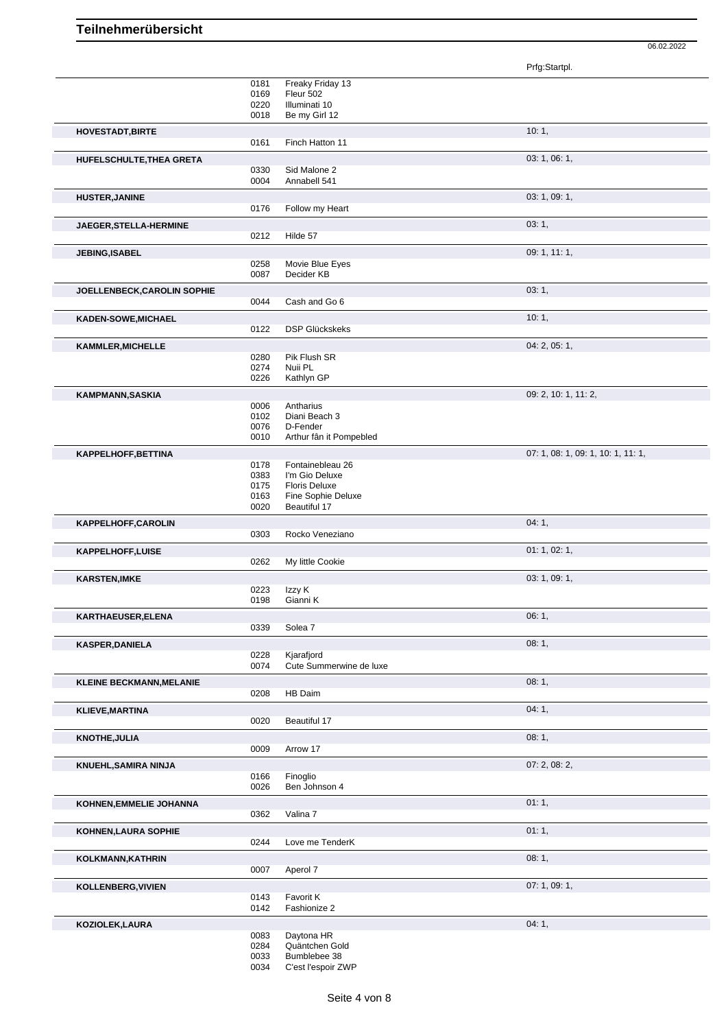# Teilnehmerübersicht

06.02.2022

| Name | Nr. | Pferd | Prfg:Startpl. |
|---|---|---|---|
| | 0181 | Freaky Friday 13 | |
| | 0169 | Fleur 502 | |
| | 0220 | Illuminati 10 | |
| | 0018 | Be my Girl 12 | |
| **HOVESTADT,BIRTE** | | | 10: 1, |
| | 0161 | Finch Hatton 11 | |
| **HUFELSCHULTE,THEA GRETA** | | | 03: 1, 06: 1, |
| | 0330 | Sid Malone 2 | |
| | 0004 | Annabell 541 | |
| **HUSTER,JANINE** | | | 03: 1, 09: 1, |
| | 0176 | Follow my Heart | |
| **JAEGER,STELLA-HERMINE** | | | 03: 1, |
| | 0212 | Hilde 57 | |
| **JEBING,ISABEL** | | | 09: 1, 11: 1, |
| | 0258 | Movie Blue Eyes | |
| | 0087 | Decider KB | |
| **JOELLENBECK,CAROLIN SOPHIE** | | | 03: 1, |
| | 0044 | Cash and Go 6 | |
| **KADEN-SOWE,MICHAEL** | | | 10: 1, |
| | 0122 | DSP Glückskeks | |
| **KAMMLER,MICHELLE** | | | 04: 2, 05: 1, |
| | 0280 | Pik Flush SR | |
| | 0274 | Nuii PL | |
| | 0226 | Kathlyn GP | |
| **KAMPMANN,SASKIA** | | | 09: 2, 10: 1, 11: 2, |
| | 0006 | Antharius | |
| | 0102 | Diani Beach 3 | |
| | 0076 | D-Fender | |
| | 0010 | Arthur fân it Pompebled | |
| **KAPPELHOFF,BETTINA** | | | 07: 1, 08: 1, 09: 1, 10: 1, 11: 1, |
| | 0178 | Fontainebleau 26 | |
| | 0383 | I'm Gio Deluxe | |
| | 0175 | Floris Deluxe | |
| | 0163 | Fine Sophie Deluxe | |
| | 0020 | Beautiful 17 | |
| **KAPPELHOFF,CAROLIN** | | | 04: 1, |
| | 0303 | Rocko Veneziano | |
| **KAPPELHOFF,LUISE** | | | 01: 1, 02: 1, |
| | 0262 | My little Cookie | |
| **KARSTEN,IMKE** | | | 03: 1, 09: 1, |
| | 0223 | Izzy K | |
| | 0198 | Gianni K | |
| **KARTHAEUSER,ELENA** | | | 06: 1, |
| | 0339 | Solea 7 | |
| **KASPER,DANIELA** | | | 08: 1, |
| | 0228 | Kjarafjord | |
| | 0074 | Cute Summerwine de luxe | |
| **KLEINE BECKMANN,MELANIE** | | | 08: 1, |
| | 0208 | HB Daim | |
| **KLIEVE,MARTINA** | | | 04: 1, |
| | 0020 | Beautiful 17 | |
| **KNOTHE,JULIA** | | | 08: 1, |
| | 0009 | Arrow 17 | |
| **KNUEHL,SAMIRA NINJA** | | | 07: 2, 08: 2, |
| | 0166 | Finoglio | |
| | 0026 | Ben Johnson 4 | |
| **KOHNEN,EMMELIE JOHANNA** | | | 01: 1, |
| | 0362 | Valina 7 | |
| **KOHNEN,LAURA SOPHIE** | | | 01: 1, |
| | 0244 | Love me TenderK | |
| **KOLKMANN,KATHRIN** | | | 08: 1, |
| | 0007 | Aperol 7 | |
| **KOLLENBERG,VIVIEN** | | | 07: 1, 09: 1, |
| | 0143 | Favorit K | |
| | 0142 | Fashionize 2 | |
| **KOZIOLEK,LAURA** | | | 04: 1, |
| | 0083 | Daytona HR | |
| | 0284 | Quäntchen Gold | |
| | 0033 | Bumblebee 38 | |
| | 0034 | C'est l'espoir ZWP | |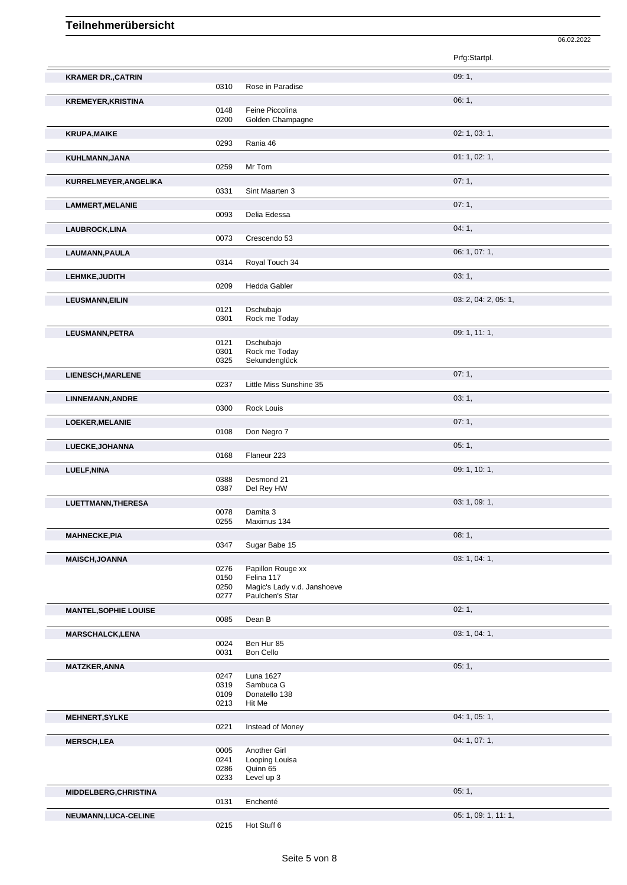# Teilnehmerübersicht

06.02.2022

| Name | Nr. | Pferd | Prfg:Startpl. |
|---|---|---|---|
| **KRAMER DR.,CATRIN** | | | 09: 1, |
| | 0310 | Rose in Paradise | |
| **KREMEYER,KRISTINA** | | | 06: 1, |
| | 0148 | Feine Piccolina | |
| | 0200 | Golden Champagne | |
| **KRUPA,MAIKE** | | | 02: 1, 03: 1, |
| | 0293 | Rania 46 | |
| **KUHLMANN,JANA** | | | 01: 1, 02: 1, |
| | 0259 | Mr Tom | |
| **KURRELMEYER,ANGELIKA** | | | 07: 1, |
| | 0331 | Sint Maarten 3 | |
| **LAMMERT,MELANIE** | | | 07: 1, |
| | 0093 | Delia Edessa | |
| **LAUBROCK,LINA** | | | 04: 1, |
| | 0073 | Crescendo 53 | |
| **LAUMANN,PAULA** | | | 06: 1, 07: 1, |
| | 0314 | Royal Touch 34 | |
| **LEHMKE,JUDITH** | | | 03: 1, |
| | 0209 | Hedda Gabler | |
| **LEUSMANN,EILIN** | | | 03: 2, 04: 2, 05: 1, |
| | 0121 | Dschubajo | |
| | 0301 | Rock me Today | |
| **LEUSMANN,PETRA** | | | 09: 1, 11: 1, |
| | 0121 | Dschubajo | |
| | 0301 | Rock me Today | |
| | 0325 | Sekundenglück | |
| **LIENESCH,MARLENE** | | | 07: 1, |
| | 0237 | Little Miss Sunshine 35 | |
| **LINNEMANN,ANDRE** | | | 03: 1, |
| | 0300 | Rock Louis | |
| **LOEKER,MELANIE** | | | 07: 1, |
| | 0108 | Don Negro 7 | |
| **LUECKE,JOHANNA** | | | 05: 1, |
| | 0168 | Flaneur 223 | |
| **LUELF,NINA** | | | 09: 1, 10: 1, |
| | 0388 | Desmond 21 | |
| | 0387 | Del Rey HW | |
| **LUETTMANN,THERESA** | | | 03: 1, 09: 1, |
| | 0078 | Damita 3 | |
| | 0255 | Maximus 134 | |
| **MAHNECKE,PIA** | | | 08: 1, |
| | 0347 | Sugar Babe 15 | |
| **MAISCH,JOANNA** | | | 03: 1, 04: 1, |
| | 0276 | Papillon Rouge xx | |
| | 0150 | Felina 117 | |
| | 0250 | Magic's Lady v.d. Janshoeve | |
| | 0277 | Paulchen's Star | |
| **MANTEL,SOPHIE LOUISE** | | | 02: 1, |
| | 0085 | Dean B | |
| **MARSCHALCK,LENA** | | | 03: 1, 04: 1, |
| | 0024 | Ben Hur 85 | |
| | 0031 | Bon Cello | |
| **MATZKER,ANNA** | | | 05: 1, |
| | 0247 | Luna 1627 | |
| | 0319 | Sambuca G | |
| | 0109 | Donatello 138 | |
| | 0213 | Hit Me | |
| **MEHNERT,SYLKE** | | | 04: 1, 05: 1, |
| | 0221 | Instead of Money | |
| **MERSCH,LEA** | | | 04: 1, 07: 1, |
| | 0005 | Another Girl | |
| | 0241 | Looping Louisa | |
| | 0286 | Quinn 65 | |
| | 0233 | Level up 3 | |
| **MIDDELBERG,CHRISTINA** | | | 05: 1, |
| | 0131 | Enchenté | |
| **NEUMANN,LUCA-CELINE** | | | 05: 1, 09: 1, 11: 1, |
| | 0215 | Hot Stuff 6 | |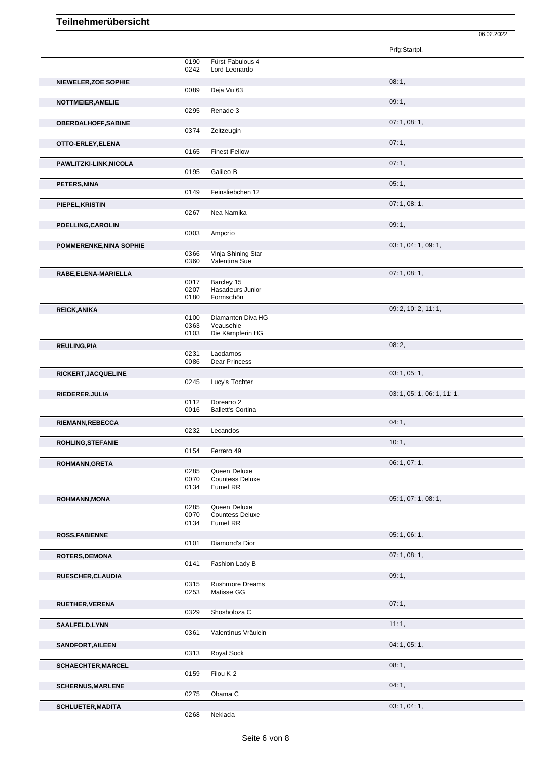# Teilnehmerübersicht

06.02.2022

| Name | Nr. | Pferd | Prfg:Startpl. |
|---|---|---|---|
| | 0190 | Fürst Fabulous 4 | |
| | 0242 | Lord Leonardo | |
| **NIEWELER,ZOE SOPHIE** | | | 08: 1, |
| | 0089 | Deja Vu 63 | |
| **NOTTMEIER,AMELIE** | | | 09: 1, |
| | 0295 | Renade 3 | |
| **OBERDALHOFF,SABINE** | | | 07: 1, 08: 1, |
| | 0374 | Zeitzeugin | |
| **OTTO-ERLEY,ELENA** | | | 07: 1, |
| | 0165 | Finest Fellow | |
| **PAWLITZKI-LINK,NICOLA** | | | 07: 1, |
| | 0195 | Galileo B | |
| **PETERS,NINA** | | | 05: 1, |
| | 0149 | Feinsliebchen 12 | |
| **PIEPEL,KRISTIN** | | | 07: 1, 08: 1, |
| | 0267 | Nea Namika | |
| **POELLING,CAROLIN** | | | 09: 1, |
| | 0003 | Ampcrio | |
| **POMMERENKE,NINA SOPHIE** | | | 03: 1, 04: 1, 09: 1, |
| | 0366 | Vinja Shining Star | |
| | 0360 | Valentina Sue | |
| **RABE,ELENA-MARIELLA** | | | 07: 1, 08: 1, |
| | 0017 | Barcley 15 | |
| | 0207 | Hasadeurs Junior | |
| | 0180 | Formschön | |
| **REICK,ANIKA** | | | 09: 2, 10: 2, 11: 1, |
| | 0100 | Diamanten Diva HG | |
| | 0363 | Veauschie | |
| | 0103 | Die Kämpferin HG | |
| **REULING,PIA** | | | 08: 2, |
| | 0231 | Laodamos | |
| | 0086 | Dear Princess | |
| **RICKERT,JACQUELINE** | | | 03: 1, 05: 1, |
| | 0245 | Lucy's Tochter | |
| **RIEDERER,JULIA** | | | 03: 1, 05: 1, 06: 1, 11: 1, |
| | 0112 | Doreano 2 | |
| | 0016 | Ballett's Cortina | |
| **RIEMANN,REBECCA** | | | 04: 1, |
| | 0232 | Lecandos | |
| **ROHLING,STEFANIE** | | | 10: 1, |
| | 0154 | Ferrero 49 | |
| **ROHMANN,GRETA** | | | 06: 1, 07: 1, |
| | 0285 | Queen Deluxe | |
| | 0070 | Countess Deluxe | |
| | 0134 | Eumel RR | |
| **ROHMANN,MONA** | | | 05: 1, 07: 1, 08: 1, |
| | 0285 | Queen Deluxe | |
| | 0070 | Countess Deluxe | |
| | 0134 | Eumel RR | |
| **ROSS,FABIENNE** | | | 05: 1, 06: 1, |
| | 0101 | Diamond's Dior | |
| **ROTERS,DEMONA** | | | 07: 1, 08: 1, |
| | 0141 | Fashion Lady B | |
| **RUESCHER,CLAUDIA** | | | 09: 1, |
| | 0315 | Rushmore Dreams | |
| | 0253 | Matisse GG | |
| **RUETHER,VERENA** | | | 07: 1, |
| | 0329 | Shosholoza C | |
| **SAALFELD,LYNN** | | | 11: 1, |
| | 0361 | Valentinus Vräulein | |
| **SANDFORT,AILEEN** | | | 04: 1, 05: 1, |
| | 0313 | Royal Sock | |
| **SCHAECHTER,MARCEL** | | | 08: 1, |
| | 0159 | Filou K 2 | |
| **SCHERNUS,MARLENE** | | | 04: 1, |
| | 0275 | Obama C | |
| **SCHLUETER,MADITA** | | | 03: 1, 04: 1, |
| | 0268 | Neklada | |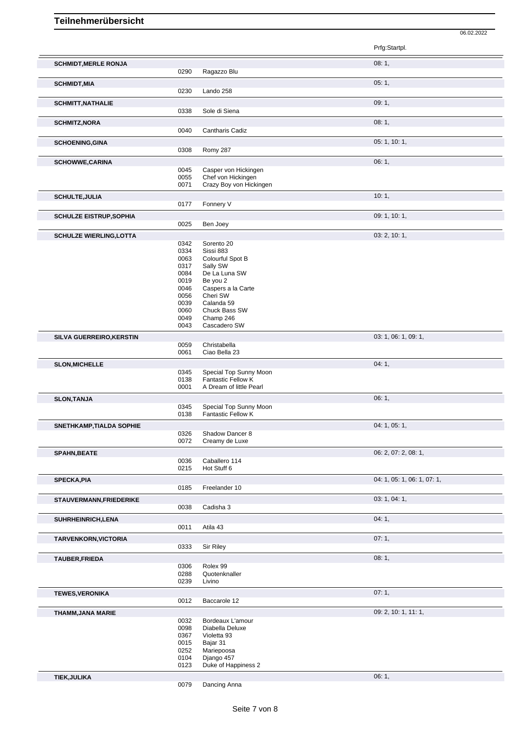# Teilnehmerübersicht

06.02.2022

| Name | Nr. | Pferd | Prfg:Startpl. |
|---|---|---|---|
| **SCHMIDT,MERLE RONJA** | | | 08: 1, |
| | 0290 | Ragazzo Blu | |
| **SCHMIDT,MIA** | | | 05: 1, |
| | 0230 | Lando 258 | |
| **SCHMITT,NATHALIE** | | | 09: 1, |
| | 0338 | Sole di Siena | |
| **SCHMITZ,NORA** | | | 08: 1, |
| | 0040 | Cantharis Cadiz | |
| **SCHOENING,GINA** | | | 05: 1, 10: 1, |
| | 0308 | Romy 287 | |
| **SCHOWWE,CARINA** | | | 06: 1, |
| | 0045 | Casper von Hickingen | |
| | 0055 | Chef von Hickingen | |
| | 0071 | Crazy Boy von Hickingen | |
| **SCHULTE,JULIA** | | | 10: 1, |
| | 0177 | Fonnery V | |
| **SCHULZE EISTRUP,SOPHIA** | | | 09: 1, 10: 1, |
| | 0025 | Ben Joey | |
| **SCHULZE WIERLING,LOTTA** | | | 03: 2, 10: 1, |
| | 0342 | Sorento 20 | |
| | 0334 | Sissi 883 | |
| | 0063 | Colourful Spot B | |
| | 0317 | Sally SW | |
| | 0084 | De La Luna SW | |
| | 0019 | Be you 2 | |
| | 0046 | Caspers a la Carte | |
| | 0056 | Cheri SW | |
| | 0039 | Calanda 59 | |
| | 0060 | Chuck Bass SW | |
| | 0049 | Champ 246 | |
| | 0043 | Cascadero SW | |
| **SILVA GUERREIRO,KERSTIN** | | | 03: 1, 06: 1, 09: 1, |
| | 0059 | Christabella | |
| | 0061 | Ciao Bella 23 | |
| **SLON,MICHELLE** | | | 04: 1, |
| | 0345 | Special Top Sunny Moon | |
| | 0138 | Fantastic Fellow K | |
| | 0001 | A Dream of little Pearl | |
| **SLON,TANJA** | | | 06: 1, |
| | 0345 | Special Top Sunny Moon | |
| | 0138 | Fantastic Fellow K | |
| **SNETHKAMP,TIALDA SOPHIE** | | | 04: 1, 05: 1, |
| | 0326 | Shadow Dancer 8 | |
| | 0072 | Creamy de Luxe | |
| **SPAHN,BEATE** | | | 06: 2, 07: 2, 08: 1, |
| | 0036 | Caballero 114 | |
| | 0215 | Hot Stuff 6 | |
| **SPECKA,PIA** | | | 04: 1, 05: 1, 06: 1, 07: 1, |
| | 0185 | Freelander 10 | |
| **STAUVERMANN,FRIEDERIKE** | | | 03: 1, 04: 1, |
| | 0038 | Cadisha 3 | |
| **SUHRHEINRICH,LENA** | | | 04: 1, |
| | 0011 | Atila 43 | |
| **TARVENKORN,VICTORIA** | | | 07: 1, |
| | 0333 | Sir Riley | |
| **TAUBER,FRIEDA** | | | 08: 1, |
| | 0306 | Rolex 99 | |
| | 0288 | Quotenknaller | |
| | 0239 | Livino | |
| **TEWES,VERONIKA** | | | 07: 1, |
| | 0012 | Baccarole 12 | |
| **THAMM,JANA MARIE** | | | 09: 2, 10: 1, 11: 1, |
| | 0032 | Bordeaux L'amour | |
| | 0098 | Diabella Deluxe | |
| | 0367 | Violetta 93 | |
| | 0015 | Bajar 31 | |
| | 0252 | Mariepoosa | |
| | 0104 | Django 457 | |
| | 0123 | Duke of Happiness 2 | |
| **TIEK,JULIKA** | | | 06: 1, |
| | 0079 | Dancing Anna | |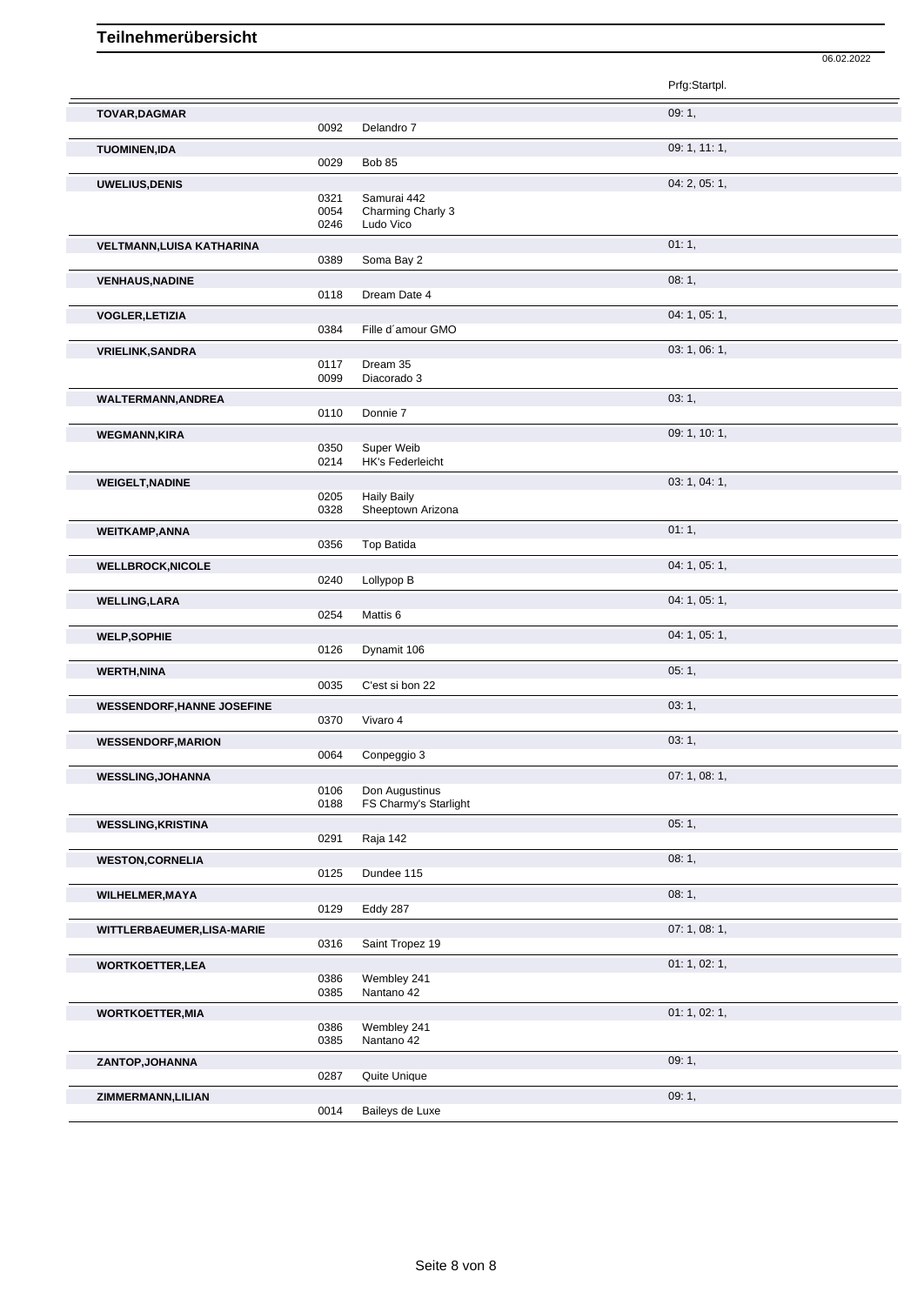# Teilnehmerübersicht

06.02.2022

| | | | Prfg:Startpl. |
|---|---|---|---|
| **TOVAR,DAGMAR** | | | 09: 1, |
| | 0092 | Delandro 7 | |
| **TUOMINEN,IDA** | | | 09: 1, 11: 1, |
| | 0029 | Bob 85 | |
| **UWELIUS,DENIS** | | | 04: 2, 05: 1, |
| | 0321 | Samurai 442 | |
| | 0054 | Charming Charly 3 | |
| | 0246 | Ludo Vico | |
| **VELTMANN,LUISA KATHARINA** | | | 01: 1, |
| | 0389 | Soma Bay 2 | |
| **VENHAUS,NADINE** | | | 08: 1, |
| | 0118 | Dream Date 4 | |
| **VOGLER,LETIZIA** | | | 04: 1, 05: 1, |
| | 0384 | Fille d´amour GMO | |
| **VRIELINK,SANDRA** | | | 03: 1, 06: 1, |
| | 0117 | Dream 35 | |
| | 0099 | Diacorado 3 | |
| **WALTERMANN,ANDREA** | | | 03: 1, |
| | 0110 | Donnie 7 | |
| **WEGMANN,KIRA** | | | 09: 1, 10: 1, |
| | 0350 | Super Weib | |
| | 0214 | HK's Federleicht | |
| **WEIGELT,NADINE** | | | 03: 1, 04: 1, |
| | 0205 | Haily Baily | |
| | 0328 | Sheeptown Arizona | |
| **WEITKAMP,ANNA** | | | 01: 1, |
| | 0356 | Top Batida | |
| **WELLBROCK,NICOLE** | | | 04: 1, 05: 1, |
| | 0240 | Lollypop B | |
| **WELLING,LARA** | | | 04: 1, 05: 1, |
| | 0254 | Mattis 6 | |
| **WELP,SOPHIE** | | | 04: 1, 05: 1, |
| | 0126 | Dynamit 106 | |
| **WERTH,NINA** | | | 05: 1, |
| | 0035 | C'est si bon 22 | |
| **WESSENDORF,HANNE JOSEFINE** | | | 03: 1, |
| | 0370 | Vivaro 4 | |
| **WESSENDORF,MARION** | | | 03: 1, |
| | 0064 | Conpeggio 3 | |
| **WESSLING,JOHANNA** | | | 07: 1, 08: 1, |
| | 0106 | Don Augustinus | |
| | 0188 | FS Charmy's Starlight | |
| **WESSLING,KRISTINA** | | | 05: 1, |
| | 0291 | Raja 142 | |
| **WESTON,CORNELIA** | | | 08: 1, |
| | 0125 | Dundee 115 | |
| **WILHELMER,MAYA** | | | 08: 1, |
| | 0129 | Eddy 287 | |
| **WITTLERBAEUMER,LISA-MARIE** | | | 07: 1, 08: 1, |
| | 0316 | Saint Tropez 19 | |
| **WORTKOETTER,LEA** | | | 01: 1, 02: 1, |
| | 0386 | Wembley 241 | |
| | 0385 | Nantano 42 | |
| **WORTKOETTER,MIA** | | | 01: 1, 02: 1, |
| | 0386 | Wembley 241 | |
| | 0385 | Nantano 42 | |
| **ZANTOP,JOHANNA** | | | 09: 1, |
| | 0287 | Quite Unique | |
| **ZIMMERMANN,LILIAN** | | | 09: 1, |
| | 0014 | Baileys de Luxe | |